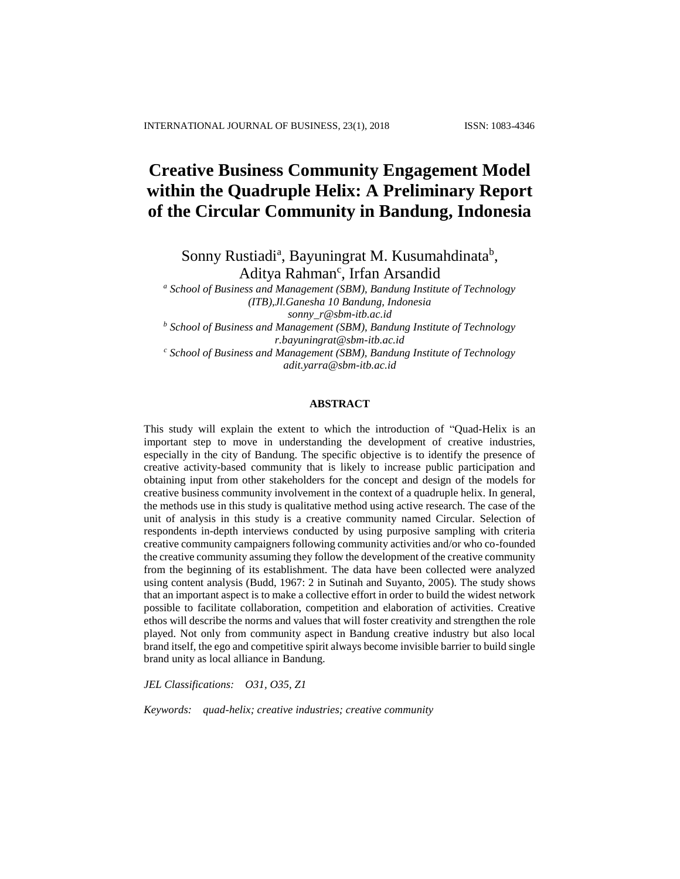# Creative Business Community Engagement Model within the Quadruple Helix: A Preliminary Report of the Circular Community in Bandung, Indonesia

Sonny Rustiadi[a], Bayuningrat M. Kusumahdinata[b], Aditya Rahman[c], Irfan Arsandid

[a] *School of Business and Management (SBM), Bandung Institute of Technology (ITB),Jl.Ganesha 10 Bandung, Indonesia*
*sonny_r@sbm-itb.ac.id*

[b] *School of Business and Management (SBM), Bandung Institute of Technology*
*r.bayuningrat@sbm-itb.ac.id*

[c] *School of Business and Management (SBM), Bandung Institute of Technology*
*adit.yarra@sbm-itb.ac.id*

## ABSTRACT

This study will explain the extent to which the introduction of "Quad-Helix is an important step to move in understanding the development of creative industries, especially in the city of Bandung. The specific objective is to identify the presence of creative activity-based community that is likely to increase public participation and obtaining input from other stakeholders for the concept and design of the models for creative business community involvement in the context of a quadruple helix. In general, the methods use in this study is qualitative method using active research. The case of the unit of analysis in this study is a creative community named Circular. Selection of respondents in-depth interviews conducted by using purposive sampling with criteria creative community campaigners following community activities and/or who co-founded the creative community assuming they follow the development of the creative community from the beginning of its establishment. The data have been collected were analyzed using content analysis (Budd, 1967: 2 in Sutinah and Suyanto, 2005). The study shows that an important aspect is to make a collective effort in order to build the widest network possible to facilitate collaboration, competition and elaboration of activities. Creative ethos will describe the norms and values that will foster creativity and strengthen the role played. Not only from community aspect in Bandung creative industry but also local brand itself, the ego and competitive spirit always become invisible barrier to build single brand unity as local alliance in Bandung.

*JEL Classifications: O31, O35, Z1*

*Keywords: quad-helix; creative industries; creative community*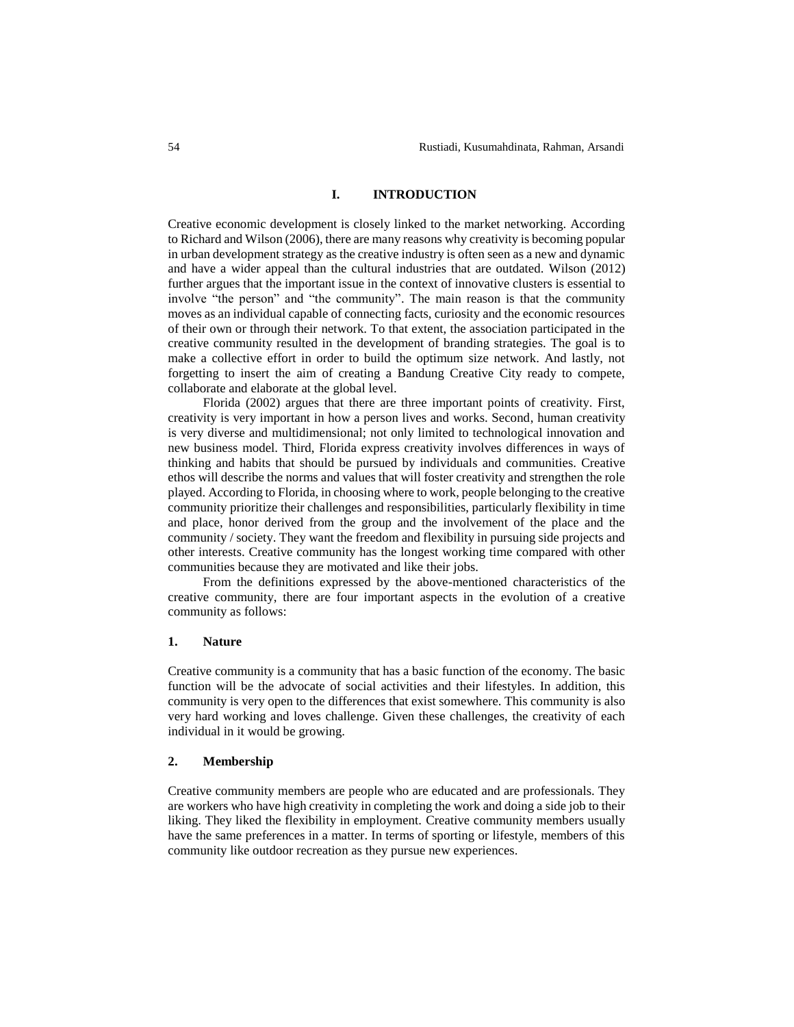## I. INTRODUCTION

Creative economic development is closely linked to the market networking. According to Richard and Wilson (2006), there are many reasons why creativity is becoming popular in urban development strategy as the creative industry is often seen as a new and dynamic and have a wider appeal than the cultural industries that are outdated. Wilson (2012) further argues that the important issue in the context of innovative clusters is essential to involve "the person" and "the community". The main reason is that the community moves as an individual capable of connecting facts, curiosity and the economic resources of their own or through their network. To that extent, the association participated in the creative community resulted in the development of branding strategies. The goal is to make a collective effort in order to build the optimum size network. And lastly, not forgetting to insert the aim of creating a Bandung Creative City ready to compete, collaborate and elaborate at the global level.

Florida (2002) argues that there are three important points of creativity. First, creativity is very important in how a person lives and works. Second, human creativity is very diverse and multidimensional; not only limited to technological innovation and new business model. Third, Florida express creativity involves differences in ways of thinking and habits that should be pursued by individuals and communities. Creative ethos will describe the norms and values that will foster creativity and strengthen the role played. According to Florida, in choosing where to work, people belonging to the creative community prioritize their challenges and responsibilities, particularly flexibility in time and place, honor derived from the group and the involvement of the place and the community / society. They want the freedom and flexibility in pursuing side projects and other interests. Creative community has the longest working time compared with other communities because they are motivated and like their jobs.

From the definitions expressed by the above-mentioned characteristics of the creative community, there are four important aspects in the evolution of a creative community as follows:

### 1. Nature

Creative community is a community that has a basic function of the economy. The basic function will be the advocate of social activities and their lifestyles. In addition, this community is very open to the differences that exist somewhere. This community is also very hard working and loves challenge. Given these challenges, the creativity of each individual in it would be growing.

### 2. Membership

Creative community members are people who are educated and are professionals. They are workers who have high creativity in completing the work and doing a side job to their liking. They liked the flexibility in employment. Creative community members usually have the same preferences in a matter. In terms of sporting or lifestyle, members of this community like outdoor recreation as they pursue new experiences.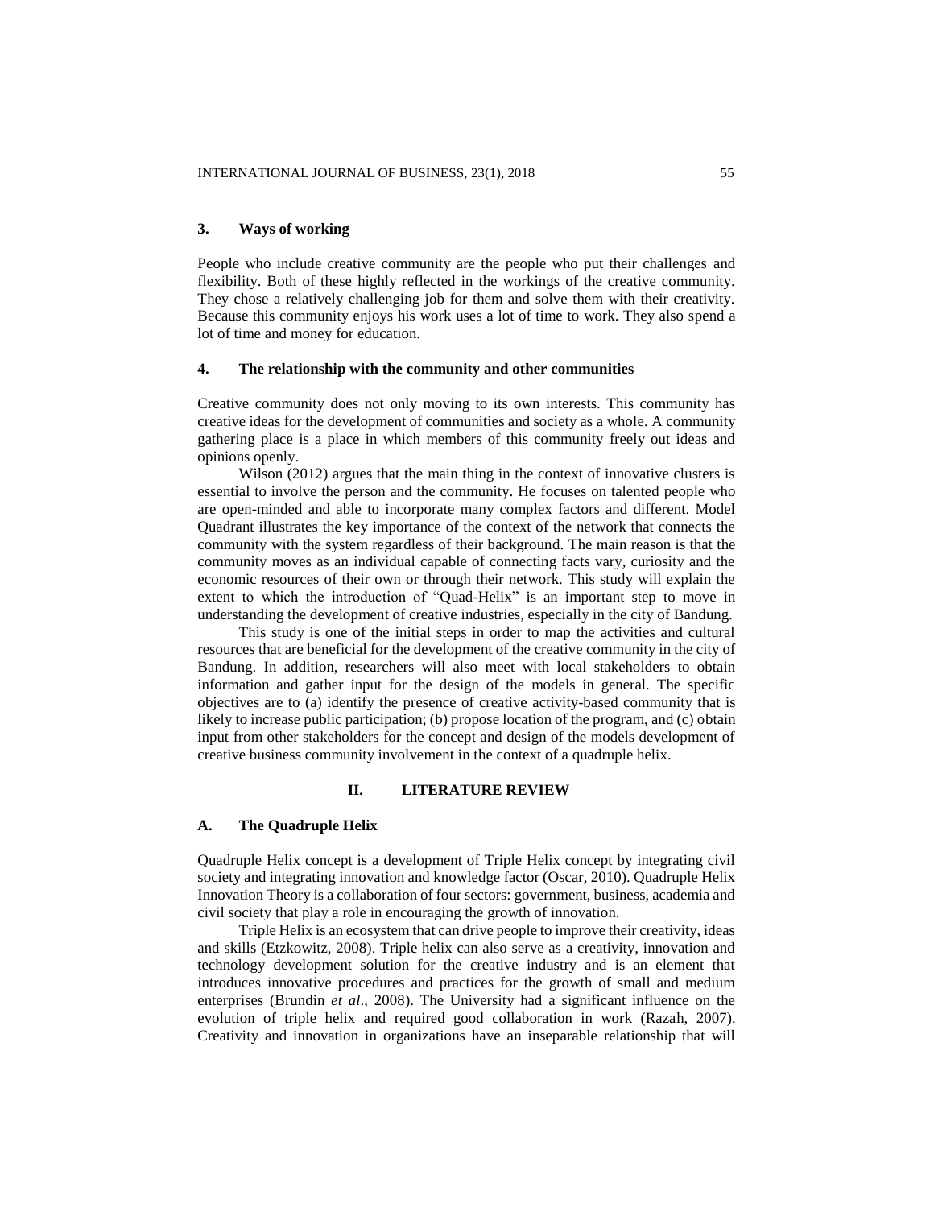### 3. Ways of working

People who include creative community are the people who put their challenges and flexibility. Both of these highly reflected in the workings of the creative community. They chose a relatively challenging job for them and solve them with their creativity. Because this community enjoys his work uses a lot of time to work. They also spend a lot of time and money for education.

### 4. The relationship with the community and other communities

Creative community does not only moving to its own interests. This community has creative ideas for the development of communities and society as a whole. A community gathering place is a place in which members of this community freely out ideas and opinions openly.

Wilson (2012) argues that the main thing in the context of innovative clusters is essential to involve the person and the community. He focuses on talented people who are open-minded and able to incorporate many complex factors and different. Model Quadrant illustrates the key importance of the context of the network that connects the community with the system regardless of their background. The main reason is that the community moves as an individual capable of connecting facts vary, curiosity and the economic resources of their own or through their network. This study will explain the extent to which the introduction of "Quad-Helix" is an important step to move in understanding the development of creative industries, especially in the city of Bandung.

This study is one of the initial steps in order to map the activities and cultural resources that are beneficial for the development of the creative community in the city of Bandung. In addition, researchers will also meet with local stakeholders to obtain information and gather input for the design of the models in general. The specific objectives are to (a) identify the presence of creative activity-based community that is likely to increase public participation; (b) propose location of the program, and (c) obtain input from other stakeholders for the concept and design of the models development of creative business community involvement in the context of a quadruple helix.

## II. LITERATURE REVIEW

### A. The Quadruple Helix

Quadruple Helix concept is a development of Triple Helix concept by integrating civil society and integrating innovation and knowledge factor (Oscar, 2010). Quadruple Helix Innovation Theory is a collaboration of four sectors: government, business, academia and civil society that play a role in encouraging the growth of innovation.

Triple Helix is an ecosystem that can drive people to improve their creativity, ideas and skills (Etzkowitz, 2008). Triple helix can also serve as a creativity, innovation and technology development solution for the creative industry and is an element that introduces innovative procedures and practices for the growth of small and medium enterprises (Brundin *et al*., 2008). The University had a significant influence on the evolution of triple helix and required good collaboration in work (Razah, 2007). Creativity and innovation in organizations have an inseparable relationship that will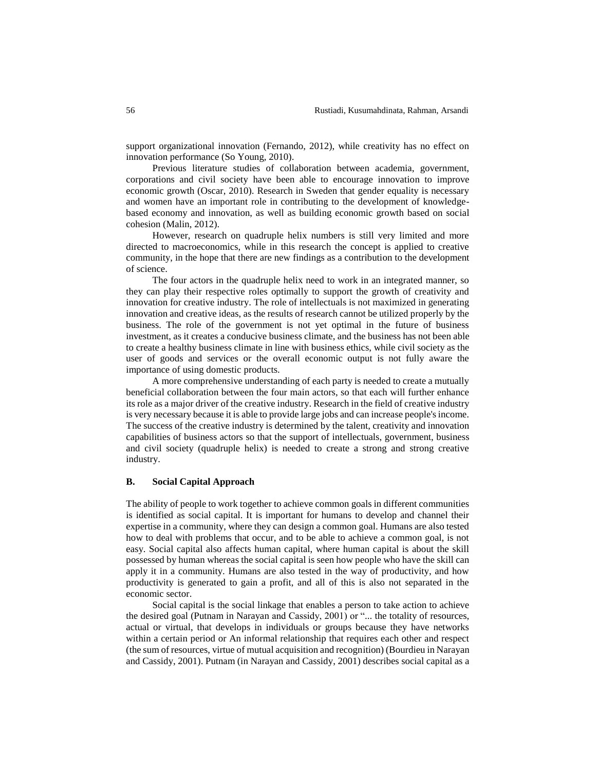support organizational innovation (Fernando, 2012), while creativity has no effect on innovation performance (So Young, 2010).

Previous literature studies of collaboration between academia, government, corporations and civil society have been able to encourage innovation to improve economic growth (Oscar, 2010). Research in Sweden that gender equality is necessary and women have an important role in contributing to the development of knowledge-based economy and innovation, as well as building economic growth based on social cohesion (Malin, 2012).

However, research on quadruple helix numbers is still very limited and more directed to macroeconomics, while in this research the concept is applied to creative community, in the hope that there are new findings as a contribution to the development of science.

The four actors in the quadruple helix need to work in an integrated manner, so they can play their respective roles optimally to support the growth of creativity and innovation for creative industry. The role of intellectuals is not maximized in generating innovation and creative ideas, as the results of research cannot be utilized properly by the business. The role of the government is not yet optimal in the future of business investment, as it creates a conducive business climate, and the business has not been able to create a healthy business climate in line with business ethics, while civil society as the user of goods and services or the overall economic output is not fully aware the importance of using domestic products.

A more comprehensive understanding of each party is needed to create a mutually beneficial collaboration between the four main actors, so that each will further enhance its role as a major driver of the creative industry. Research in the field of creative industry is very necessary because it is able to provide large jobs and can increase people's income. The success of the creative industry is determined by the talent, creativity and innovation capabilities of business actors so that the support of intellectuals, government, business and civil society (quadruple helix) is needed to create a strong and strong creative industry.

### B. Social Capital Approach

The ability of people to work together to achieve common goals in different communities is identified as social capital. It is important for humans to develop and channel their expertise in a community, where they can design a common goal. Humans are also tested how to deal with problems that occur, and to be able to achieve a common goal, is not easy. Social capital also affects human capital, where human capital is about the skill possessed by human whereas the social capital is seen how people who have the skill can apply it in a community. Humans are also tested in the way of productivity, and how productivity is generated to gain a profit, and all of this is also not separated in the economic sector.

Social capital is the social linkage that enables a person to take action to achieve the desired goal (Putnam in Narayan and Cassidy, 2001) or "... the totality of resources, actual or virtual, that develops in individuals or groups because they have networks within a certain period or An informal relationship that requires each other and respect (the sum of resources, virtue of mutual acquisition and recognition) (Bourdieu in Narayan and Cassidy, 2001). Putnam (in Narayan and Cassidy, 2001) describes social capital as a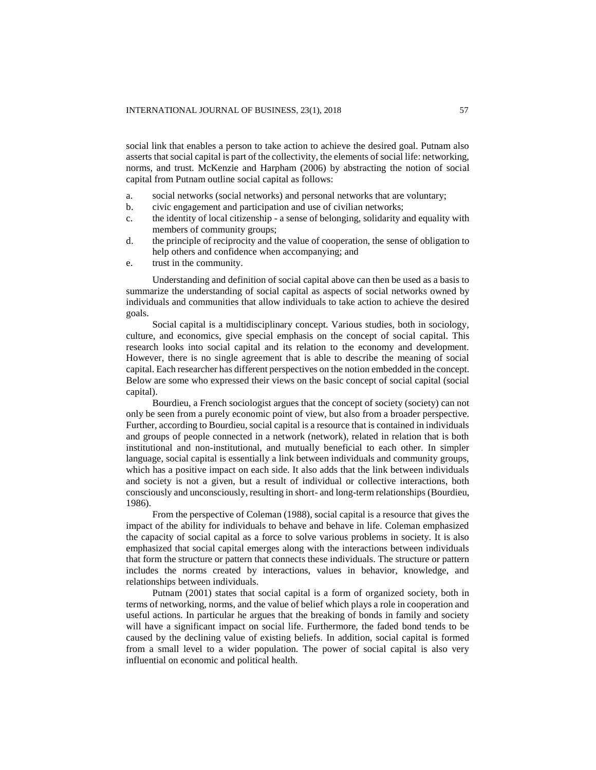social link that enables a person to take action to achieve the desired goal. Putnam also asserts that social capital is part of the collectivity, the elements of social life: networking, norms, and trust. McKenzie and Harpham (2006) by abstracting the notion of social capital from Putnam outline social capital as follows:

a. social networks (social networks) and personal networks that are voluntary;
b. civic engagement and participation and use of civilian networks;
c. the identity of local citizenship - a sense of belonging, solidarity and equality with members of community groups;
d. the principle of reciprocity and the value of cooperation, the sense of obligation to help others and confidence when accompanying; and
e. trust in the community.

Understanding and definition of social capital above can then be used as a basis to summarize the understanding of social capital as aspects of social networks owned by individuals and communities that allow individuals to take action to achieve the desired goals.

Social capital is a multidisciplinary concept. Various studies, both in sociology, culture, and economics, give special emphasis on the concept of social capital. This research looks into social capital and its relation to the economy and development. However, there is no single agreement that is able to describe the meaning of social capital. Each researcher has different perspectives on the notion embedded in the concept. Below are some who expressed their views on the basic concept of social capital (social capital).

Bourdieu, a French sociologist argues that the concept of society (society) can not only be seen from a purely economic point of view, but also from a broader perspective. Further, according to Bourdieu, social capital is a resource that is contained in individuals and groups of people connected in a network (network), related in relation that is both institutional and non-institutional, and mutually beneficial to each other. In simpler language, social capital is essentially a link between individuals and community groups, which has a positive impact on each side. It also adds that the link between individuals and society is not a given, but a result of individual or collective interactions, both consciously and unconsciously, resulting in short- and long-term relationships (Bourdieu, 1986).

From the perspective of Coleman (1988), social capital is a resource that gives the impact of the ability for individuals to behave and behave in life. Coleman emphasized the capacity of social capital as a force to solve various problems in society. It is also emphasized that social capital emerges along with the interactions between individuals that form the structure or pattern that connects these individuals. The structure or pattern includes the norms created by interactions, values in behavior, knowledge, and relationships between individuals.

Putnam (2001) states that social capital is a form of organized society, both in terms of networking, norms, and the value of belief which plays a role in cooperation and useful actions. In particular he argues that the breaking of bonds in family and society will have a significant impact on social life. Furthermore, the faded bond tends to be caused by the declining value of existing beliefs. In addition, social capital is formed from a small level to a wider population. The power of social capital is also very influential on economic and political health.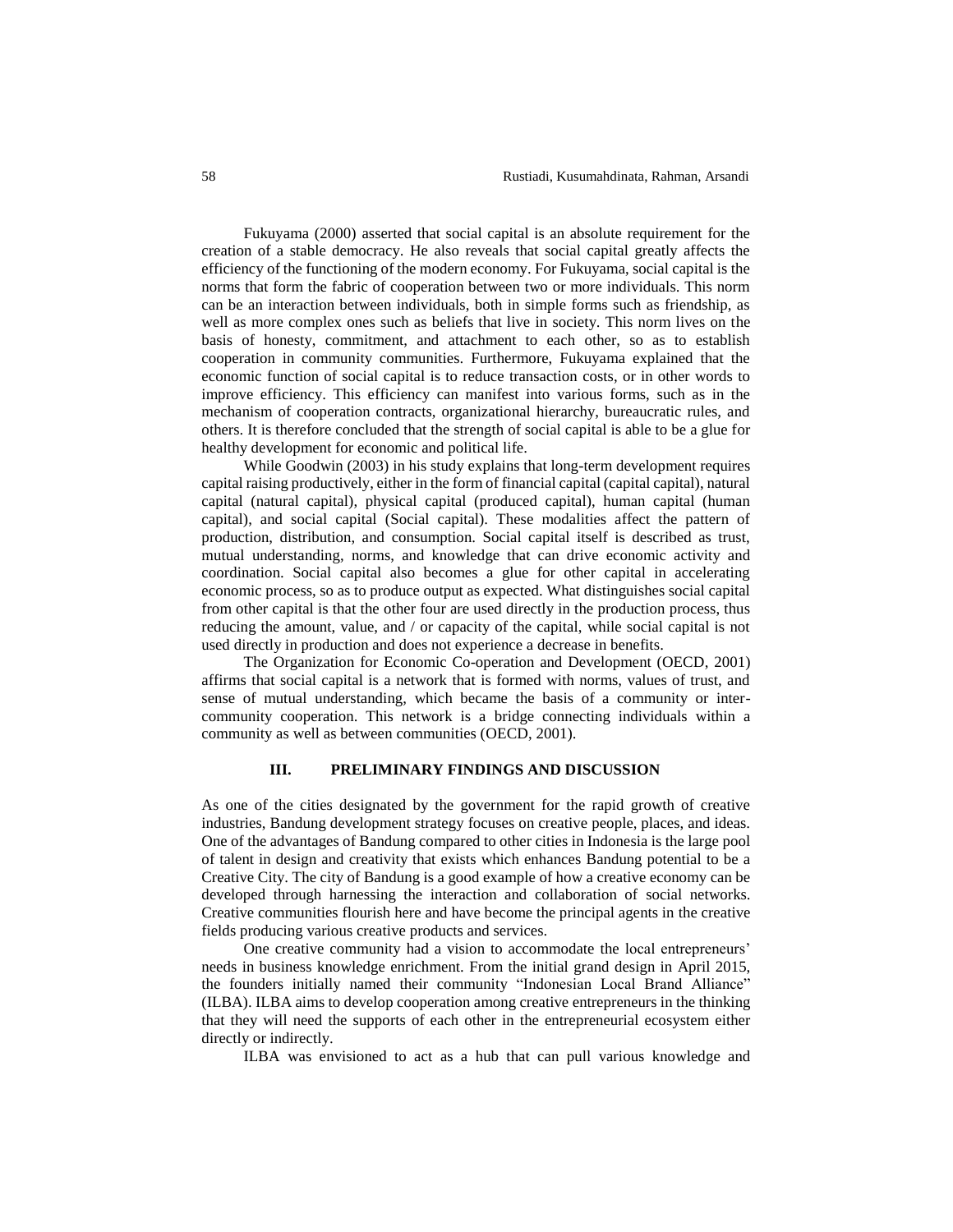Fukuyama (2000) asserted that social capital is an absolute requirement for the creation of a stable democracy. He also reveals that social capital greatly affects the efficiency of the functioning of the modern economy. For Fukuyama, social capital is the norms that form the fabric of cooperation between two or more individuals. This norm can be an interaction between individuals, both in simple forms such as friendship, as well as more complex ones such as beliefs that live in society. This norm lives on the basis of honesty, commitment, and attachment to each other, so as to establish cooperation in community communities. Furthermore, Fukuyama explained that the economic function of social capital is to reduce transaction costs, or in other words to improve efficiency. This efficiency can manifest into various forms, such as in the mechanism of cooperation contracts, organizational hierarchy, bureaucratic rules, and others. It is therefore concluded that the strength of social capital is able to be a glue for healthy development for economic and political life.

While Goodwin (2003) in his study explains that long-term development requires capital raising productively, either in the form of financial capital (capital capital), natural capital (natural capital), physical capital (produced capital), human capital (human capital), and social capital (Social capital). These modalities affect the pattern of production, distribution, and consumption. Social capital itself is described as trust, mutual understanding, norms, and knowledge that can drive economic activity and coordination. Social capital also becomes a glue for other capital in accelerating economic process, so as to produce output as expected. What distinguishes social capital from other capital is that the other four are used directly in the production process, thus reducing the amount, value, and / or capacity of the capital, while social capital is not used directly in production and does not experience a decrease in benefits.

The Organization for Economic Co-operation and Development (OECD, 2001) affirms that social capital is a network that is formed with norms, values of trust, and sense of mutual understanding, which became the basis of a community or inter-community cooperation. This network is a bridge connecting individuals within a community as well as between communities (OECD, 2001).

## III. PRELIMINARY FINDINGS AND DISCUSSION

As one of the cities designated by the government for the rapid growth of creative industries, Bandung development strategy focuses on creative people, places, and ideas. One of the advantages of Bandung compared to other cities in Indonesia is the large pool of talent in design and creativity that exists which enhances Bandung potential to be a Creative City. The city of Bandung is a good example of how a creative economy can be developed through harnessing the interaction and collaboration of social networks. Creative communities flourish here and have become the principal agents in the creative fields producing various creative products and services.

One creative community had a vision to accommodate the local entrepreneurs' needs in business knowledge enrichment. From the initial grand design in April 2015, the founders initially named their community "Indonesian Local Brand Alliance" (ILBA). ILBA aims to develop cooperation among creative entrepreneurs in the thinking that they will need the supports of each other in the entrepreneurial ecosystem either directly or indirectly.

ILBA was envisioned to act as a hub that can pull various knowledge and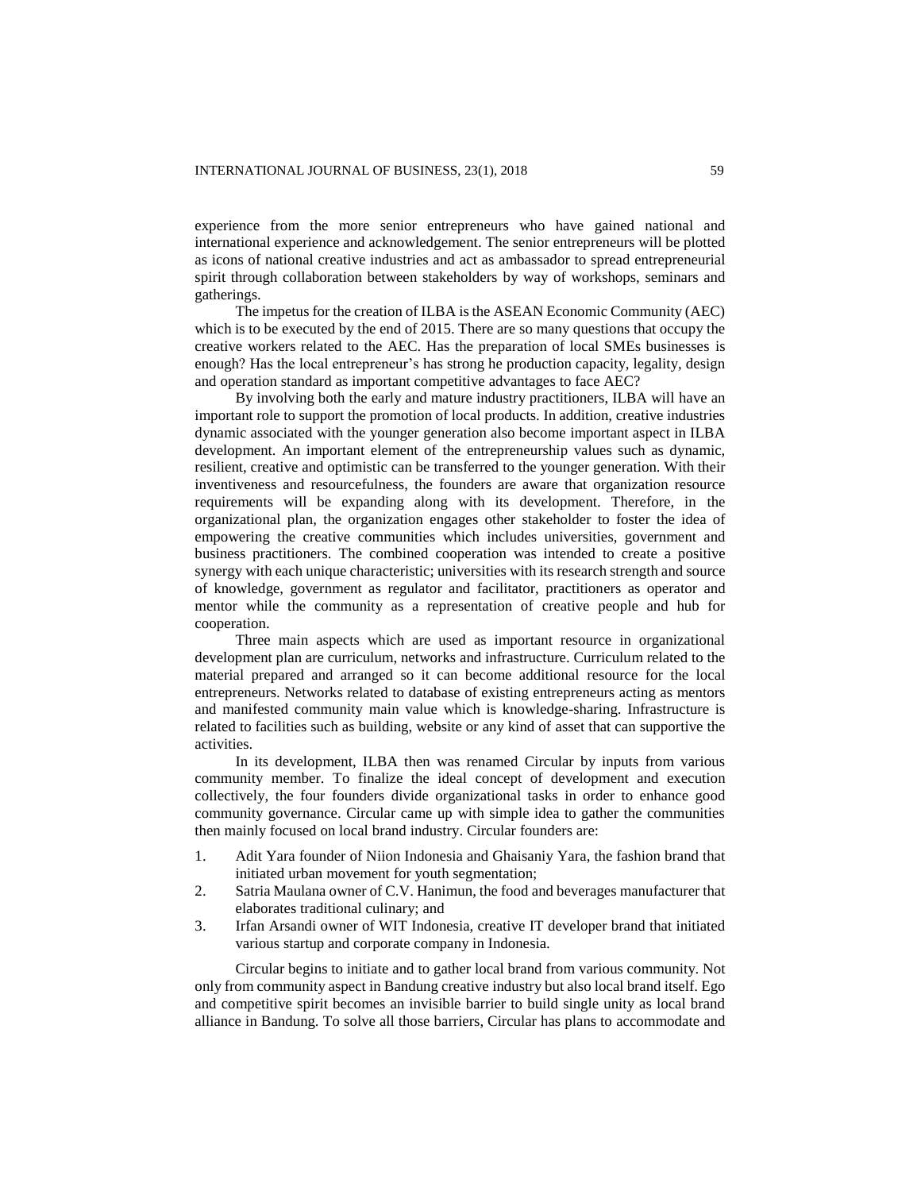experience from the more senior entrepreneurs who have gained national and international experience and acknowledgement. The senior entrepreneurs will be plotted as icons of national creative industries and act as ambassador to spread entrepreneurial spirit through collaboration between stakeholders by way of workshops, seminars and gatherings.

The impetus for the creation of ILBA is the ASEAN Economic Community (AEC) which is to be executed by the end of 2015. There are so many questions that occupy the creative workers related to the AEC. Has the preparation of local SMEs businesses is enough? Has the local entrepreneur's has strong he production capacity, legality, design and operation standard as important competitive advantages to face AEC?

By involving both the early and mature industry practitioners, ILBA will have an important role to support the promotion of local products. In addition, creative industries dynamic associated with the younger generation also become important aspect in ILBA development. An important element of the entrepreneurship values such as dynamic, resilient, creative and optimistic can be transferred to the younger generation. With their inventiveness and resourcefulness, the founders are aware that organization resource requirements will be expanding along with its development. Therefore, in the organizational plan, the organization engages other stakeholder to foster the idea of empowering the creative communities which includes universities, government and business practitioners. The combined cooperation was intended to create a positive synergy with each unique characteristic; universities with its research strength and source of knowledge, government as regulator and facilitator, practitioners as operator and mentor while the community as a representation of creative people and hub for cooperation.

Three main aspects which are used as important resource in organizational development plan are curriculum, networks and infrastructure. Curriculum related to the material prepared and arranged so it can become additional resource for the local entrepreneurs. Networks related to database of existing entrepreneurs acting as mentors and manifested community main value which is knowledge-sharing. Infrastructure is related to facilities such as building, website or any kind of asset that can supportive the activities.

In its development, ILBA then was renamed Circular by inputs from various community member. To finalize the ideal concept of development and execution collectively, the four founders divide organizational tasks in order to enhance good community governance. Circular came up with simple idea to gather the communities then mainly focused on local brand industry. Circular founders are:

1. Adit Yara founder of Niion Indonesia and Ghaisaniy Yara, the fashion brand that initiated urban movement for youth segmentation;
2. Satria Maulana owner of C.V. Hanimun, the food and beverages manufacturer that elaborates traditional culinary; and
3. Irfan Arsandi owner of WIT Indonesia, creative IT developer brand that initiated various startup and corporate company in Indonesia.

Circular begins to initiate and to gather local brand from various community. Not only from community aspect in Bandung creative industry but also local brand itself. Ego and competitive spirit becomes an invisible barrier to build single unity as local brand alliance in Bandung. To solve all those barriers, Circular has plans to accommodate and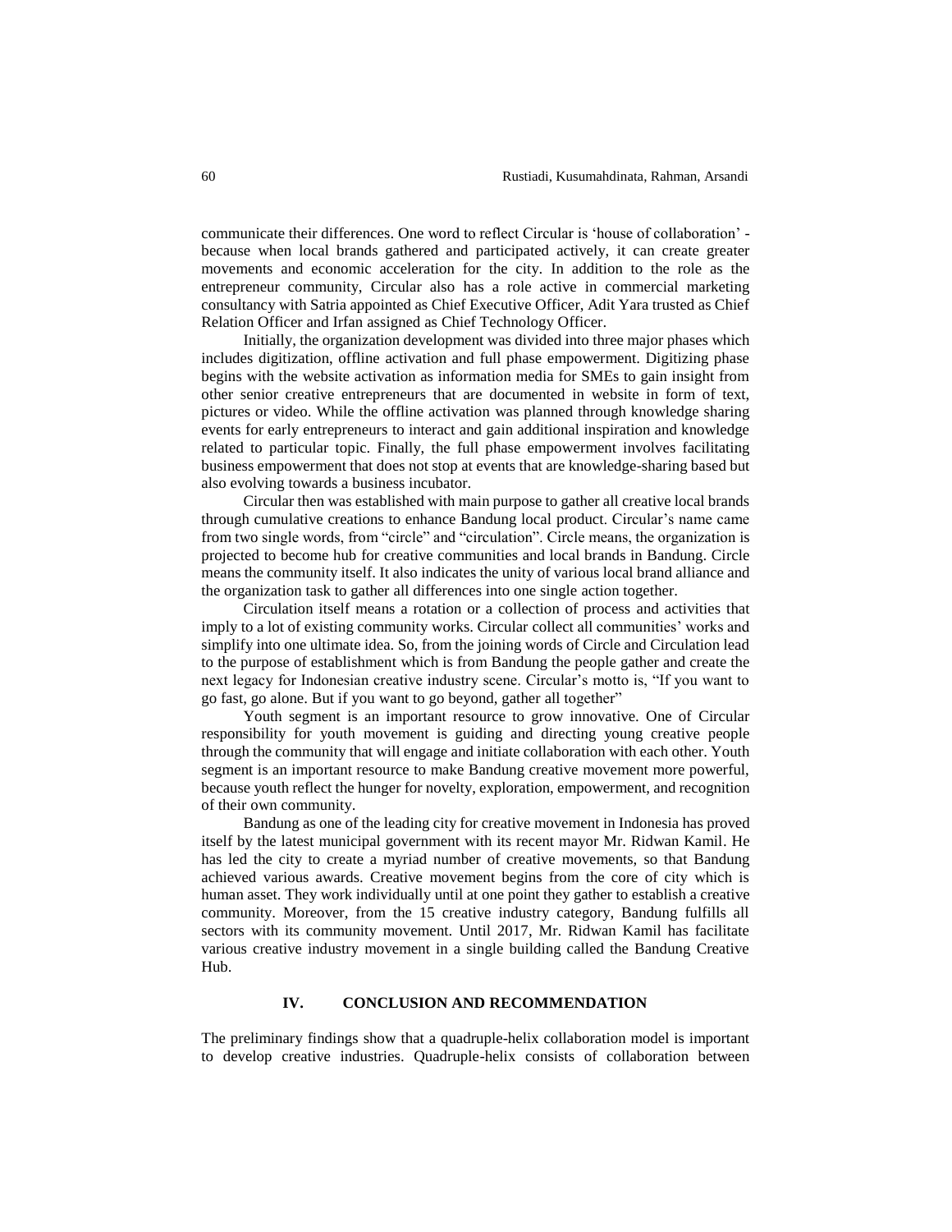communicate their differences. One word to reflect Circular is 'house of collaboration' - because when local brands gathered and participated actively, it can create greater movements and economic acceleration for the city. In addition to the role as the entrepreneur community, Circular also has a role active in commercial marketing consultancy with Satria appointed as Chief Executive Officer, Adit Yara trusted as Chief Relation Officer and Irfan assigned as Chief Technology Officer.

Initially, the organization development was divided into three major phases which includes digitization, offline activation and full phase empowerment. Digitizing phase begins with the website activation as information media for SMEs to gain insight from other senior creative entrepreneurs that are documented in website in form of text, pictures or video. While the offline activation was planned through knowledge sharing events for early entrepreneurs to interact and gain additional inspiration and knowledge related to particular topic. Finally, the full phase empowerment involves facilitating business empowerment that does not stop at events that are knowledge-sharing based but also evolving towards a business incubator.

Circular then was established with main purpose to gather all creative local brands through cumulative creations to enhance Bandung local product. Circular's name came from two single words, from "circle" and "circulation". Circle means, the organization is projected to become hub for creative communities and local brands in Bandung. Circle means the community itself. It also indicates the unity of various local brand alliance and the organization task to gather all differences into one single action together.

Circulation itself means a rotation or a collection of process and activities that imply to a lot of existing community works. Circular collect all communities' works and simplify into one ultimate idea. So, from the joining words of Circle and Circulation lead to the purpose of establishment which is from Bandung the people gather and create the next legacy for Indonesian creative industry scene. Circular's motto is, "If you want to go fast, go alone. But if you want to go beyond, gather all together"

Youth segment is an important resource to grow innovative. One of Circular responsibility for youth movement is guiding and directing young creative people through the community that will engage and initiate collaboration with each other. Youth segment is an important resource to make Bandung creative movement more powerful, because youth reflect the hunger for novelty, exploration, empowerment, and recognition of their own community.

Bandung as one of the leading city for creative movement in Indonesia has proved itself by the latest municipal government with its recent mayor Mr. Ridwan Kamil. He has led the city to create a myriad number of creative movements, so that Bandung achieved various awards. Creative movement begins from the core of city which is human asset. They work individually until at one point they gather to establish a creative community. Moreover, from the 15 creative industry category, Bandung fulfills all sectors with its community movement. Until 2017, Mr. Ridwan Kamil has facilitate various creative industry movement in a single building called the Bandung Creative Hub.

## IV. CONCLUSION AND RECOMMENDATION

The preliminary findings show that a quadruple-helix collaboration model is important to develop creative industries. Quadruple-helix consists of collaboration between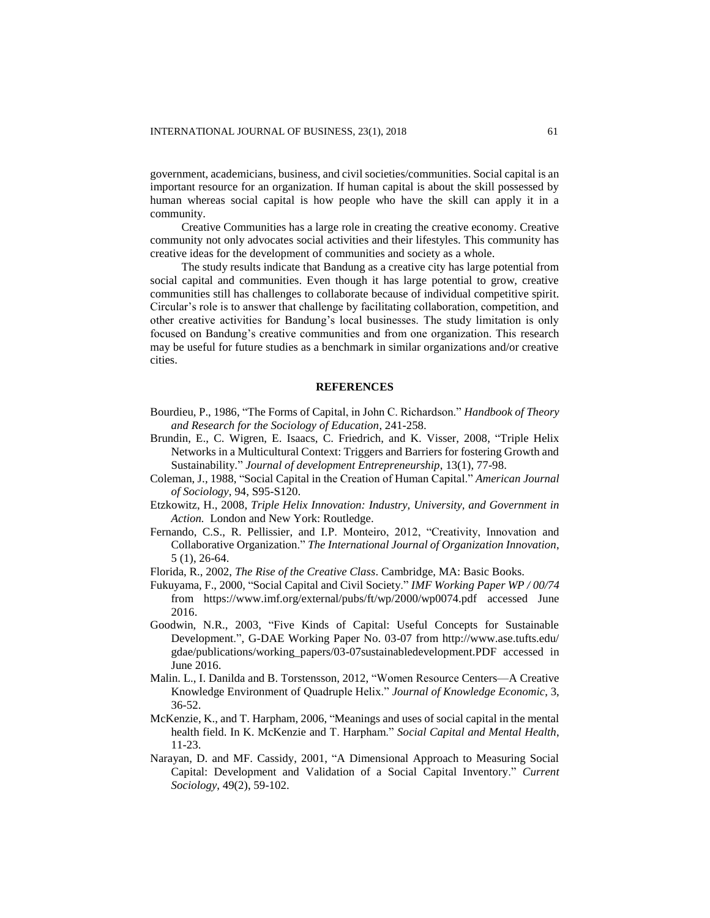government, academicians, business, and civil societies/communities. Social capital is an important resource for an organization. If human capital is about the skill possessed by human whereas social capital is how people who have the skill can apply it in a community.

Creative Communities has a large role in creating the creative economy. Creative community not only advocates social activities and their lifestyles. This community has creative ideas for the development of communities and society as a whole.

The study results indicate that Bandung as a creative city has large potential from social capital and communities. Even though it has large potential to grow, creative communities still has challenges to collaborate because of individual competitive spirit. Circular's role is to answer that challenge by facilitating collaboration, competition, and other creative activities for Bandung's local businesses. The study limitation is only focused on Bandung's creative communities and from one organization. This research may be useful for future studies as a benchmark in similar organizations and/or creative cities.

## REFERENCES

Bourdieu, P., 1986, "The Forms of Capital, in John C. Richardson." *Handbook of Theory and Research for the Sociology of Education*, 241-258.

Brundin, E., C. Wigren, E. Isaacs, C. Friedrich, and K. Visser, 2008, "Triple Helix Networks in a Multicultural Context: Triggers and Barriers for fostering Growth and Sustainability." *Journal of development Entrepreneurship*, 13(1), 77-98.

Coleman, J., 1988, "Social Capital in the Creation of Human Capital." *American Journal of Sociology*, 94, S95-S120.

Etzkowitz, H., 2008, *Triple Helix Innovation: Industry, University, and Government in Action.* London and New York: Routledge.

Fernando, C.S., R. Pellissier, and I.P. Monteiro, 2012, "Creativity, Innovation and Collaborative Organization." *The International Journal of Organization Innovation*, 5 (1), 26-64.

Florida, R., 2002, *The Rise of the Creative Class*. Cambridge, MA: Basic Books.

Fukuyama, F., 2000, "Social Capital and Civil Society." *IMF Working Paper WP / 00/74* from https://www.imf.org/external/pubs/ft/wp/2000/wp0074.pdf accessed June 2016.

Goodwin, N.R., 2003, "Five Kinds of Capital: Useful Concepts for Sustainable Development.", G-DAE Working Paper No. 03-07 from http://www.ase.tufts.edu/gdae/publications/working_papers/03-07sustainabledevelopment.PDF accessed in June 2016.

Malin. L., I. Danilda and B. Torstensson, 2012, "Women Resource Centers—A Creative Knowledge Environment of Quadruple Helix." *Journal of Knowledge Economic*, 3, 36-52.

McKenzie, K., and T. Harpham, 2006, "Meanings and uses of social capital in the mental health field. In K. McKenzie and T. Harpham." *Social Capital and Mental Health*, 11-23.

Narayan, D. and MF. Cassidy, 2001, "A Dimensional Approach to Measuring Social Capital: Development and Validation of a Social Capital Inventory." *Current Sociology*, 49(2), 59-102.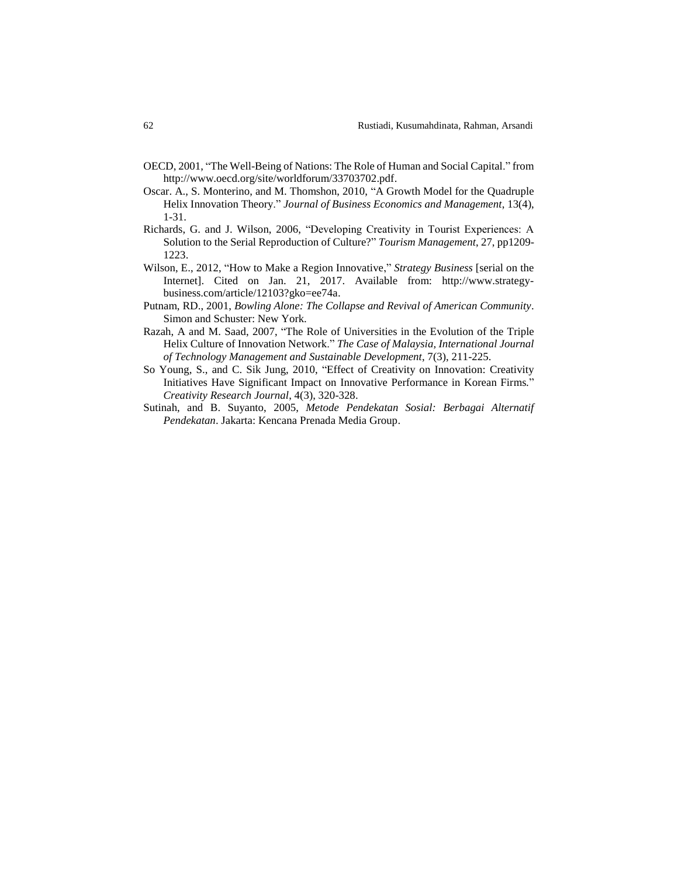OECD, 2001, "The Well-Being of Nations: The Role of Human and Social Capital." from http://www.oecd.org/site/worldforum/33703702.pdf.

Oscar. A., S. Monterino, and M. Thomshon, 2010, "A Growth Model for the Quadruple Helix Innovation Theory." *Journal of Business Economics and Management*, 13(4), 1-31.

Richards, G. and J. Wilson, 2006, "Developing Creativity in Tourist Experiences: A Solution to the Serial Reproduction of Culture?" *Tourism Management*, 27, pp1209-1223.

Wilson, E., 2012, "How to Make a Region Innovative," *Strategy Business* [serial on the Internet]. Cited on Jan. 21, 2017. Available from: http://www.strategy-business.com/article/12103?gko=ee74a.

Putnam, RD., 2001, *Bowling Alone: The Collapse and Revival of American Community*. Simon and Schuster: New York.

Razah, A and M. Saad, 2007, "The Role of Universities in the Evolution of the Triple Helix Culture of Innovation Network." *The Case of Malaysia, International Journal of Technology Management and Sustainable Development*, 7(3), 211-225.

So Young, S., and C. Sik Jung, 2010, "Effect of Creativity on Innovation: Creativity Initiatives Have Significant Impact on Innovative Performance in Korean Firms." *Creativity Research Journal*, 4(3), 320-328.

Sutinah, and B. Suyanto, 2005, *Metode Pendekatan Sosial: Berbagai Alternatif Pendekatan*. Jakarta: Kencana Prenada Media Group.